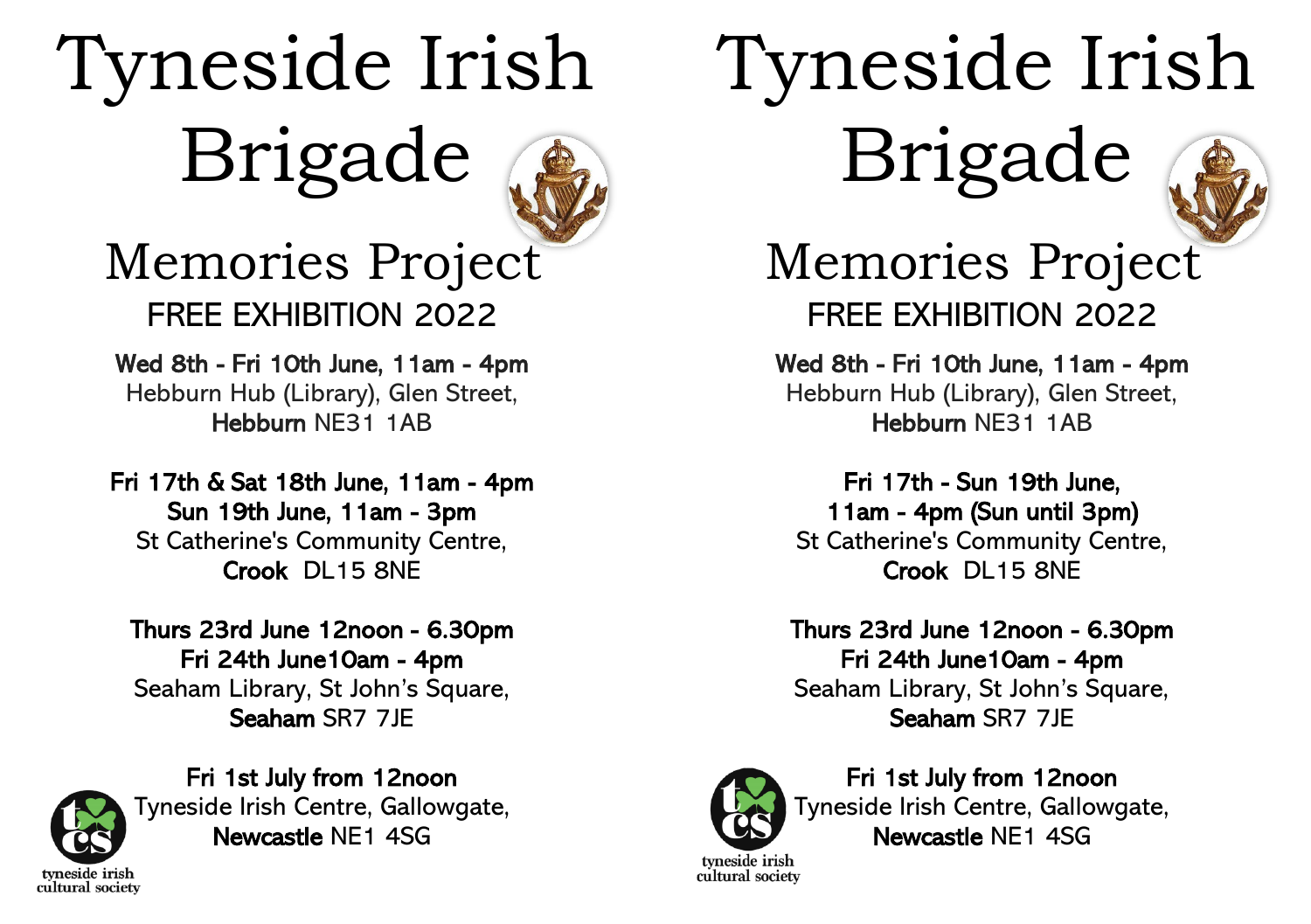# Tyneside Irish Brigade

## Memories Project

### FREE EXHIBITION 2022

**Wed 8th - Fri 10th June, 11am - 4pm**
Hebburn Hub (Library), Glen Street,
**Hebburn** NE31 1AB

**Fri 17th & Sat 18th June, 11am - 4pm**
**Sun 19th June, 11am - 3pm**
St Catherine's Community Centre,
**Crook** DL15 8NE

**Thurs 23rd June 12noon - 6.30pm**
**Fri 24th June10am - 4pm**
Seaham Library, St John's Square,
**Seaham** SR7 7JE

**Fri 1st July from 12noon**
Tyneside Irish Centre, Gallowgate,
**Newcastle** NE1 4SG

tyneside irish cultural society

# Tyneside Irish Brigade

## Memories Project

### FREE EXHIBITION 2022

**Wed 8th - Fri 10th June, 11am - 4pm**
Hebburn Hub (Library), Glen Street,
**Hebburn** NE31 1AB

**Fri 17th - Sun 19th June,**
**11am - 4pm (Sun until 3pm)**
St Catherine's Community Centre,
**Crook** DL15 8NE

**Thurs 23rd June 12noon - 6.30pm**
**Fri 24th June10am - 4pm**
Seaham Library, St John's Square,
**Seaham** SR7 7JE

**Fri 1st July from 12noon**
Tyneside Irish Centre, Gallowgate,
**Newcastle** NE1 4SG

tyneside irish cultural society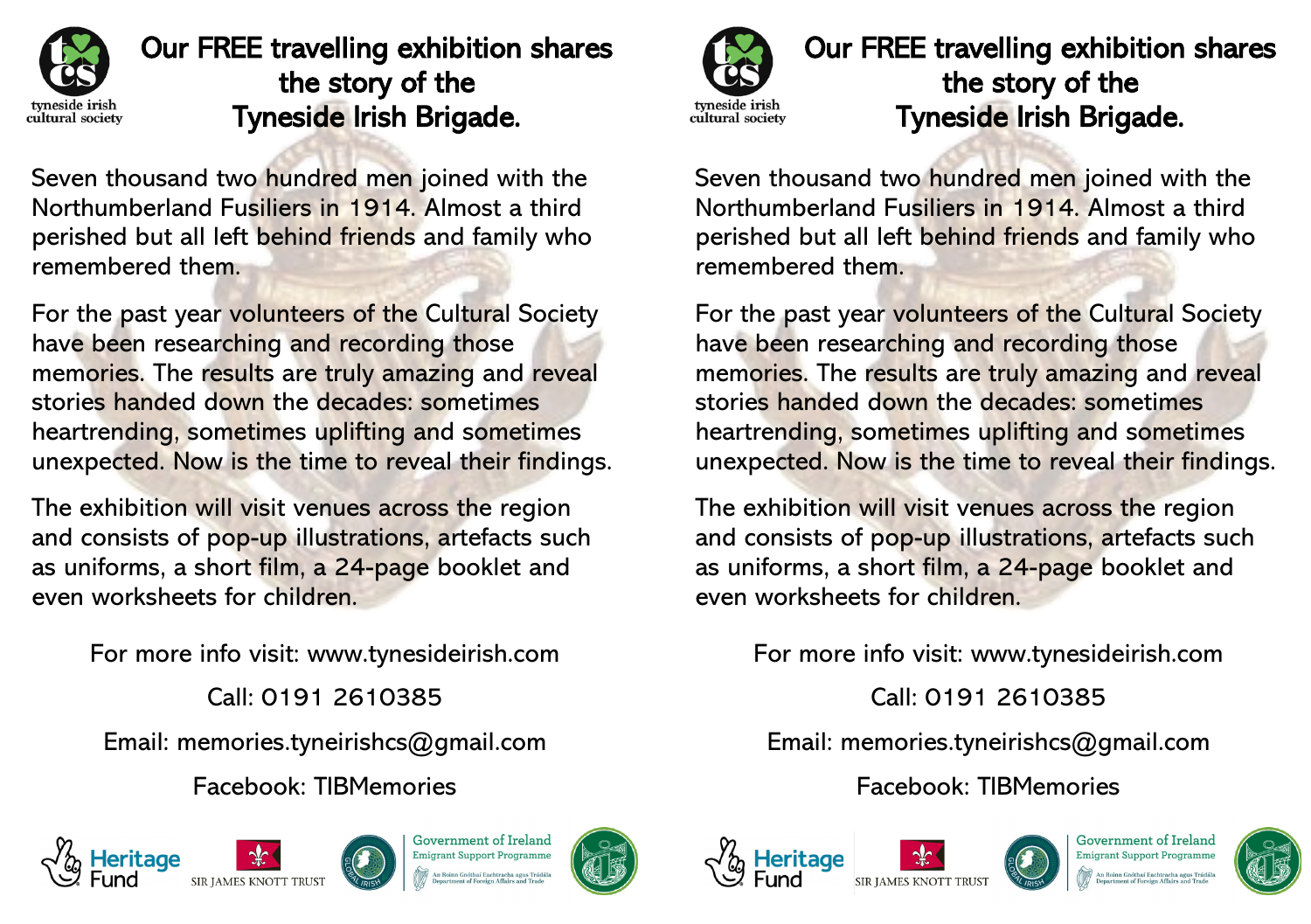tyneside irish cultural society

# Our FREE travelling exhibition shares the story of the Tyneside Irish Brigade.

Seven thousand two hundred men joined with the Northumberland Fusiliers in 1914. Almost a third perished but all left behind friends and family who remembered them.

For the past year volunteers of the Cultural Society have been researching and recording those memories. The results are truly amazing and reveal stories handed down the decades: sometimes heartrending, sometimes uplifting and sometimes unexpected. Now is the time to reveal their findings.

The exhibition will visit venues across the region and consists of pop-up illustrations, artefacts such as uniforms, a short film, a 24-page booklet and even worksheets for children.

For more info visit: www.tynesideirish.com

Call: 0191 2610385

Email: memories.tyneirishcs@gmail.com

Facebook: TIBMemories

Heritage Fund | SIR JAMES KNOTT TRUST | GLOBAL IRISH | Government of Ireland Emigrant Support Programme | An Roinn Gnóthaí Eachtracha agus Trádála Department of Foreign Affairs and Trade

tyneside irish cultural society

# Our FREE travelling exhibition shares the story of the Tyneside Irish Brigade.

Seven thousand two hundred men joined with the Northumberland Fusiliers in 1914. Almost a third perished but all left behind friends and family who remembered them.

For the past year volunteers of the Cultural Society have been researching and recording those memories. The results are truly amazing and reveal stories handed down the decades: sometimes heartrending, sometimes uplifting and sometimes unexpected. Now is the time to reveal their findings.

The exhibition will visit venues across the region and consists of pop-up illustrations, artefacts such as uniforms, a short film, a 24-page booklet and even worksheets for children.

For more info visit: www.tynesideirish.com

Call: 0191 2610385

Email: memories.tyneirishcs@gmail.com

Facebook: TIBMemories

Heritage Fund | SIR JAMES KNOTT TRUST | GLOBAL IRISH | Government of Ireland Emigrant Support Programme | An Roinn Gnóthaí Eachtracha agus Trádála Department of Foreign Affairs and Trade